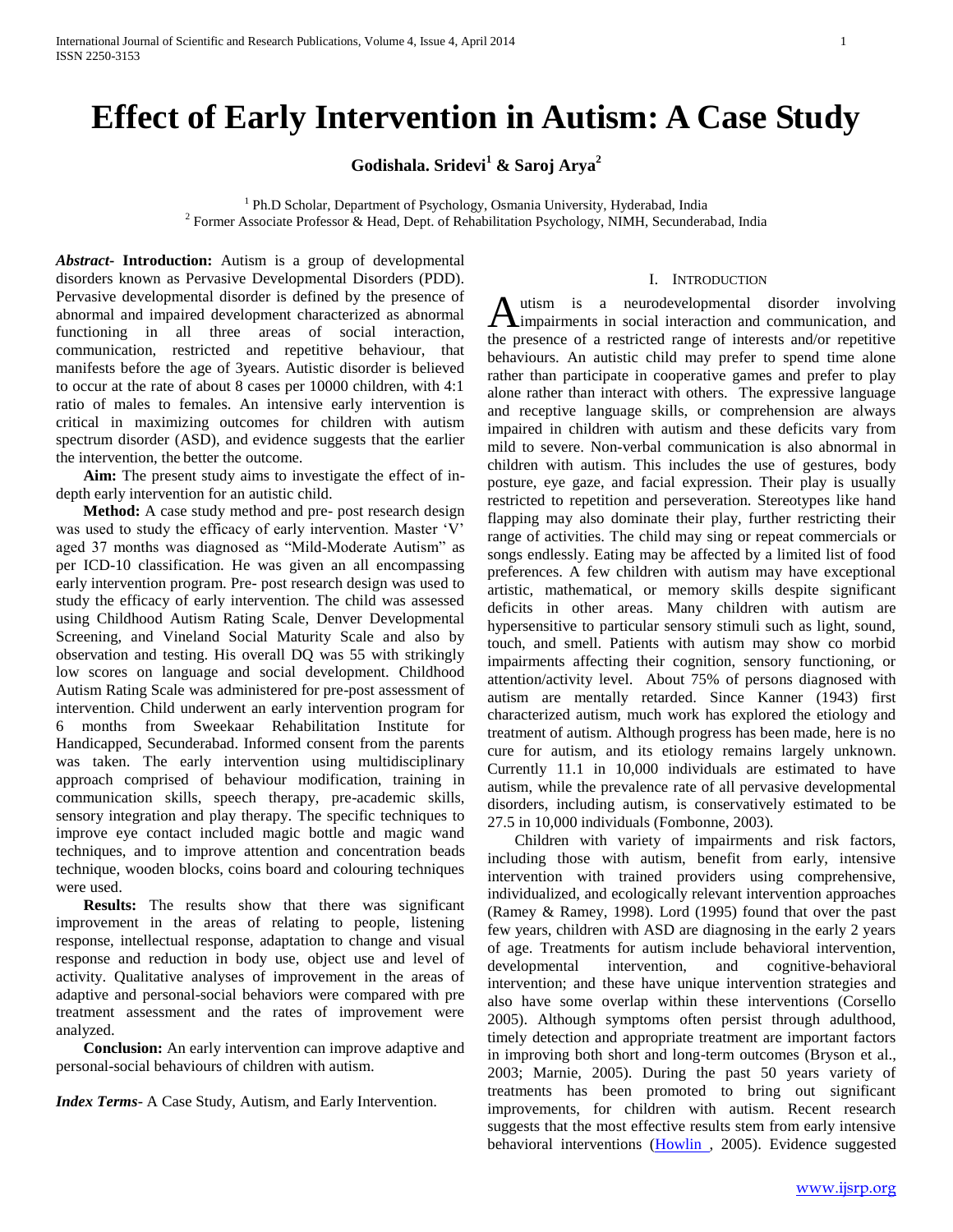# Effect of Early Intervention in Autism: A Case Study

**Godishala. Sridevi[1] & Saroj Arya[2]**

[1] Ph.D Scholar, Department of Psychology, Osmania University, Hyderabad, India
[2] Former Associate Professor & Head, Dept. of Rehabilitation Psychology, NIMH, Secunderabad, India

***Abstract*- Introduction:** Autism is a group of developmental disorders known as Pervasive Developmental Disorders (PDD). Pervasive developmental disorder is defined by the presence of abnormal and impaired development characterized as abnormal functioning in all three areas of social interaction, communication, restricted and repetitive behaviour, that manifests before the age of 3years. Autistic disorder is believed to occur at the rate of about 8 cases per 10000 children, with 4:1 ratio of males to females. An intensive early intervention is critical in maximizing outcomes for children with autism spectrum disorder (ASD), and evidence suggests that the earlier the intervention, the better the outcome.

**Aim:** The present study aims to investigate the effect of in-depth early intervention for an autistic child.

**Method:** A case study method and pre- post research design was used to study the efficacy of early intervention. Master 'V' aged 37 months was diagnosed as "Mild-Moderate Autism" as per ICD-10 classification. He was given an all encompassing early intervention program. Pre- post research design was used to study the efficacy of early intervention. The child was assessed using Childhood Autism Rating Scale, Denver Developmental Screening, and Vineland Social Maturity Scale and also by observation and testing. His overall DQ was 55 with strikingly low scores on language and social development. Childhood Autism Rating Scale was administered for pre-post assessment of intervention. Child underwent an early intervention program for 6 months from Sweekaar Rehabilitation Institute for Handicapped, Secunderabad. Informed consent from the parents was taken. The early intervention using multidisciplinary approach comprised of behaviour modification, training in communication skills, speech therapy, pre-academic skills, sensory integration and play therapy. The specific techniques to improve eye contact included magic bottle and magic wand techniques, and to improve attention and concentration beads technique, wooden blocks, coins board and colouring techniques were used.

**Results:** The results show that there was significant improvement in the areas of relating to people, listening response, intellectual response, adaptation to change and visual response and reduction in body use, object use and level of activity. Qualitative analyses of improvement in the areas of adaptive and personal-social behaviors were compared with pre treatment assessment and the rates of improvement were analyzed.

**Conclusion:** An early intervention can improve adaptive and personal-social behaviours of children with autism.

***Index Terms*-** A Case Study, Autism, and Early Intervention.

## I. Introduction

Autism is a neurodevelopmental disorder involving impairments in social interaction and communication, and the presence of a restricted range of interests and/or repetitive behaviours. An autistic child may prefer to spend time alone rather than participate in cooperative games and prefer to play alone rather than interact with others. The expressive language and receptive language skills, or comprehension are always impaired in children with autism and these deficits vary from mild to severe. Non-verbal communication is also abnormal in children with autism. This includes the use of gestures, body posture, eye gaze, and facial expression. Their play is usually restricted to repetition and perseveration. Stereotypes like hand flapping may also dominate their play, further restricting their range of activities. The child may sing or repeat commercials or songs endlessly. Eating may be affected by a limited list of food preferences. A few children with autism may have exceptional artistic, mathematical, or memory skills despite significant deficits in other areas. Many children with autism are hypersensitive to particular sensory stimuli such as light, sound, touch, and smell. Patients with autism may show co morbid impairments affecting their cognition, sensory functioning, or attention/activity level. About 75% of persons diagnosed with autism are mentally retarded. Since Kanner (1943) first characterized autism, much work has explored the etiology and treatment of autism. Although progress has been made, here is no cure for autism, and its etiology remains largely unknown. Currently 11.1 in 10,000 individuals are estimated to have autism, while the prevalence rate of all pervasive developmental disorders, including autism, is conservatively estimated to be 27.5 in 10,000 individuals (Fombonne, 2003).

Children with variety of impairments and risk factors, including those with autism, benefit from early, intensive intervention with trained providers using comprehensive, individualized, and ecologically relevant intervention approaches (Ramey & Ramey, 1998). Lord (1995) found that over the past few years, children with ASD are diagnosing in the early 2 years of age. Treatments for autism include behavioral intervention, developmental intervention, and cognitive-behavioral intervention; and these have unique intervention strategies and also have some overlap within these interventions (Corsello 2005). Although symptoms often persist through adulthood, timely detection and appropriate treatment are important factors in improving both short and long-term outcomes (Bryson et al., 2003; Marnie, 2005). During the past 50 years variety of treatments has been promoted to bring out significant improvements, for children with autism. Recent research suggests that the most effective results stem from early intensive behavioral interventions (Howlin , 2005). Evidence suggested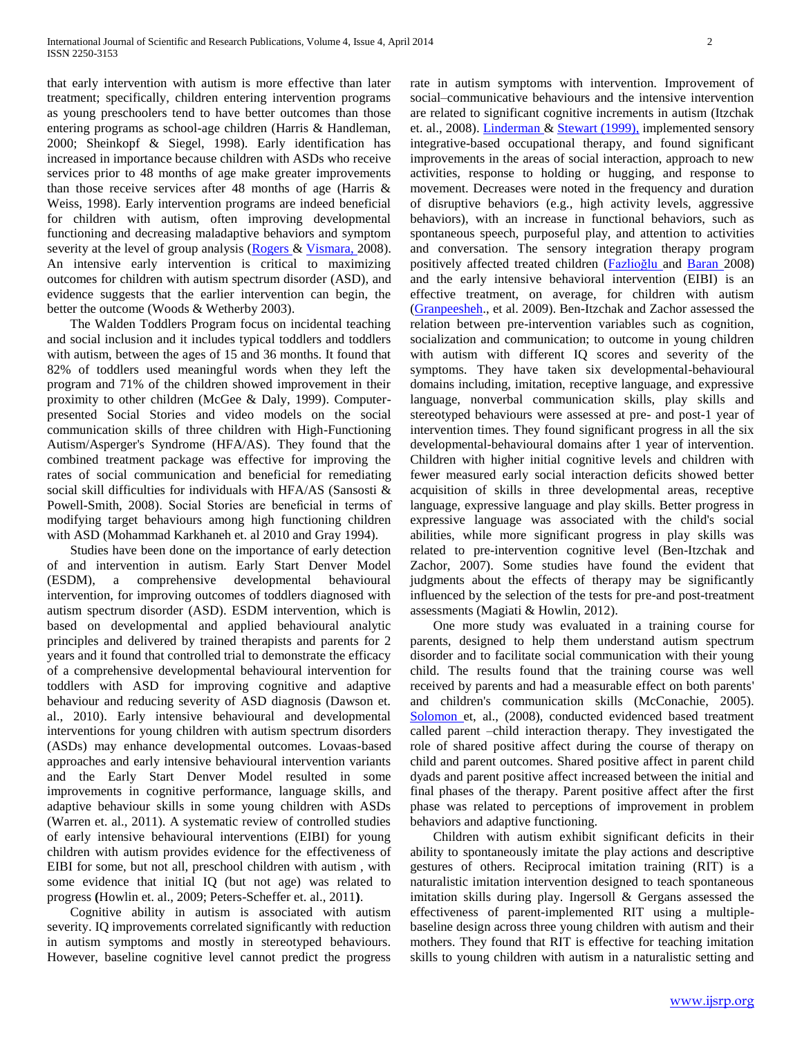that early intervention with autism is more effective than later treatment; specifically, children entering intervention programs as young preschoolers tend to have better outcomes than those entering programs as school-age children (Harris & Handleman, 2000; Sheinkopf & Siegel, 1998). Early identification has increased in importance because children with ASDs who receive services prior to 48 months of age make greater improvements than those receive services after 48 months of age (Harris & Weiss, 1998). Early intervention programs are indeed beneficial for children with autism, often improving developmental functioning and decreasing maladaptive behaviors and symptom severity at the level of group analysis (Rogers & Vismara, 2008). An intensive early intervention is critical to maximizing outcomes for children with autism spectrum disorder (ASD), and evidence suggests that the earlier intervention can begin, the better the outcome (Woods & Wetherby 2003).

The Walden Toddlers Program focus on incidental teaching and social inclusion and it includes typical toddlers and toddlers with autism, between the ages of 15 and 36 months. It found that 82% of toddlers used meaningful words when they left the program and 71% of the children showed improvement in their proximity to other children (McGee & Daly, 1999). Computer-presented Social Stories and video models on the social communication skills of three children with High-Functioning Autism/Asperger's Syndrome (HFA/AS). They found that the combined treatment package was effective for improving the rates of social communication and beneficial for remediating social skill difficulties for individuals with HFA/AS (Sansosti & Powell-Smith, 2008). Social Stories are beneficial in terms of modifying target behaviours among high functioning children with ASD (Mohammad Karkhaneh et. al 2010 and Gray 1994).

Studies have been done on the importance of early detection of and intervention in autism. Early Start Denver Model (ESDM), a comprehensive developmental behavioural intervention, for improving outcomes of toddlers diagnosed with autism spectrum disorder (ASD). ESDM intervention, which is based on developmental and applied behavioural analytic principles and delivered by trained therapists and parents for 2 years and it found that controlled trial to demonstrate the efficacy of a comprehensive developmental behavioural intervention for toddlers with ASD for improving cognitive and adaptive behaviour and reducing severity of ASD diagnosis (Dawson et. al., 2010). Early intensive behavioural and developmental interventions for young children with autism spectrum disorders (ASDs) may enhance developmental outcomes. Lovaas-based approaches and early intensive behavioural intervention variants and the Early Start Denver Model resulted in some improvements in cognitive performance, language skills, and adaptive behaviour skills in some young children with ASDs (Warren et. al., 2011). A systematic review of controlled studies of early intensive behavioural interventions (EIBI) for young children with autism provides evidence for the effectiveness of EIBI for some, but not all, preschool children with autism , with some evidence that initial IQ (but not age) was related to progress **(**Howlin et. al., 2009; Peters-Scheffer et. al., 2011**)**.

Cognitive ability in autism is associated with autism severity. IQ improvements correlated significantly with reduction in autism symptoms and mostly in stereotyped behaviours. However, baseline cognitive level cannot predict the progress rate in autism symptoms with intervention. Improvement of social–communicative behaviours and the intensive intervention are related to significant cognitive increments in autism (Itzchak et. al., 2008). Linderman & Stewart (1999), implemented sensory integrative-based occupational therapy, and found significant improvements in the areas of social interaction, approach to new activities, response to holding or hugging, and response to movement. Decreases were noted in the frequency and duration of disruptive behaviors (e.g., high activity levels, aggressive behaviors), with an increase in functional behaviors, such as spontaneous speech, purposeful play, and attention to activities and conversation. The sensory integration therapy program positively affected treated children (Fazlioğlu and Baran 2008) and the early intensive behavioral intervention (EIBI) is an effective treatment, on average, for children with autism (Granpeesheh., et al. 2009). Ben-Itzchak and Zachor assessed the relation between pre-intervention variables such as cognition, socialization and communication; to outcome in young children with autism with different IQ scores and severity of the symptoms. They have taken six developmental-behavioural domains including, imitation, receptive language, and expressive language, nonverbal communication skills, play skills and stereotyped behaviours were assessed at pre- and post-1 year of intervention times. They found significant progress in all the six developmental-behavioural domains after 1 year of intervention. Children with higher initial cognitive levels and children with fewer measured early social interaction deficits showed better acquisition of skills in three developmental areas, receptive language, expressive language and play skills. Better progress in expressive language was associated with the child's social abilities, while more significant progress in play skills was related to pre-intervention cognitive level (Ben-Itzchak and Zachor, 2007). Some studies have found the evident that judgments about the effects of therapy may be significantly influenced by the selection of the tests for pre-and post-treatment assessments (Magiati & Howlin, 2012).

One more study was evaluated in a training course for parents, designed to help them understand autism spectrum disorder and to facilitate social communication with their young child. The results found that the training course was well received by parents and had a measurable effect on both parents' and children's communication skills (McConachie, 2005). Solomon et, al., (2008), conducted evidenced based treatment called parent –child interaction therapy. They investigated the role of shared positive affect during the course of therapy on child and parent outcomes. Shared positive affect in parent child dyads and parent positive affect increased between the initial and final phases of the therapy. Parent positive affect after the first phase was related to perceptions of improvement in problem behaviors and adaptive functioning.

Children with autism exhibit significant deficits in their ability to spontaneously imitate the play actions and descriptive gestures of others. Reciprocal imitation training (RIT) is a naturalistic imitation intervention designed to teach spontaneous imitation skills during play. Ingersoll & Gergans assessed the effectiveness of parent-implemented RIT using a multiple-baseline design across three young children with autism and their mothers. They found that RIT is effective for teaching imitation skills to young children with autism in a naturalistic setting and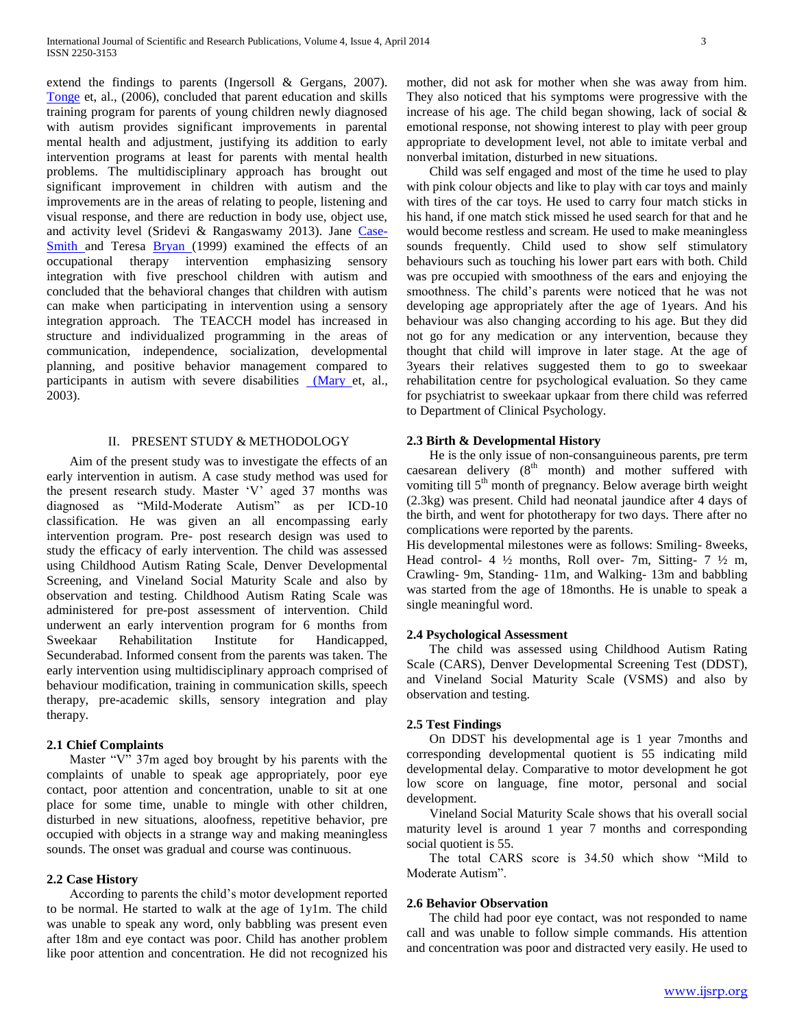extend the findings to parents (Ingersoll & Gergans, 2007). Tonge et, al., (2006), concluded that parent education and skills training program for parents of young children newly diagnosed with autism provides significant improvements in parental mental health and adjustment, justifying its addition to early intervention programs at least for parents with mental health problems. The multidisciplinary approach has brought out significant improvement in children with autism and the improvements are in the areas of relating to people, listening and visual response, and there are reduction in body use, object use, and activity level (Sridevi & Rangaswamy 2013). Jane Case-Smith and Teresa Bryan (1999) examined the effects of an occupational therapy intervention emphasizing sensory integration with five preschool children with autism and concluded that the behavioral changes that children with autism can make when participating in intervention using a sensory integration approach. The TEACCH model has increased in structure and individualized programming in the areas of communication, independence, socialization, developmental planning, and positive behavior management compared to participants in autism with severe disabilities (Mary et, al., 2003).

## II. PRESENT STUDY & METHODOLOGY

Aim of the present study was to investigate the effects of an early intervention in autism. A case study method was used for the present research study. Master 'V' aged 37 months was diagnosed as "Mild-Moderate Autism" as per ICD-10 classification. He was given an all encompassing early intervention program. Pre- post research design was used to study the efficacy of early intervention. The child was assessed using Childhood Autism Rating Scale, Denver Developmental Screening, and Vineland Social Maturity Scale and also by observation and testing. Childhood Autism Rating Scale was administered for pre-post assessment of intervention. Child underwent an early intervention program for 6 months from Sweekaar Rehabilitation Institute for Handicapped, Secunderabad. Informed consent from the parents was taken. The early intervention using multidisciplinary approach comprised of behaviour modification, training in communication skills, speech therapy, pre-academic skills, sensory integration and play therapy.

### 2.1 Chief Complaints

Master "V" 37m aged boy brought by his parents with the complaints of unable to speak age appropriately, poor eye contact, poor attention and concentration, unable to sit at one place for some time, unable to mingle with other children, disturbed in new situations, aloofness, repetitive behavior, pre occupied with objects in a strange way and making meaningless sounds. The onset was gradual and course was continuous.

### 2.2 Case History

According to parents the child's motor development reported to be normal. He started to walk at the age of 1y1m. The child was unable to speak any word, only babbling was present even after 18m and eye contact was poor. Child has another problem like poor attention and concentration. He did not recognized his mother, did not ask for mother when she was away from him. They also noticed that his symptoms were progressive with the increase of his age. The child began showing, lack of social & emotional response, not showing interest to play with peer group appropriate to development level, not able to imitate verbal and nonverbal imitation, disturbed in new situations.

Child was self engaged and most of the time he used to play with pink colour objects and like to play with car toys and mainly with tires of the car toys. He used to carry four match sticks in his hand, if one match stick missed he used search for that and he would become restless and scream. He used to make meaningless sounds frequently. Child used to show self stimulatory behaviours such as touching his lower part ears with both. Child was pre occupied with smoothness of the ears and enjoying the smoothness. The child's parents were noticed that he was not developing age appropriately after the age of 1years. And his behaviour was also changing according to his age. But they did not go for any medication or any intervention, because they thought that child will improve in later stage. At the age of 3years their relatives suggested them to go to sweekaar rehabilitation centre for psychological evaluation. So they came for psychiatrist to sweekaar upkaar from there child was referred to Department of Clinical Psychology.

### 2.3 Birth & Developmental History

He is the only issue of non-consanguineous parents, pre term caesarean delivery (8th month) and mother suffered with vomiting till 5th month of pregnancy. Below average birth weight (2.3kg) was present. Child had neonatal jaundice after 4 days of the birth, and went for phototherapy for two days. There after no complications were reported by the parents.

His developmental milestones were as follows: Smiling- 8weeks, Head control- 4 ½ months, Roll over- 7m, Sitting- 7 ½ m, Crawling- 9m, Standing- 11m, and Walking- 13m and babbling was started from the age of 18months. He is unable to speak a single meaningful word.

### 2.4 Psychological Assessment

The child was assessed using Childhood Autism Rating Scale (CARS), Denver Developmental Screening Test (DDST), and Vineland Social Maturity Scale (VSMS) and also by observation and testing.

### 2.5 Test Findings

On DDST his developmental age is 1 year 7months and corresponding developmental quotient is 55 indicating mild developmental delay. Comparative to motor development he got low score on language, fine motor, personal and social development.

Vineland Social Maturity Scale shows that his overall social maturity level is around 1 year 7 months and corresponding social quotient is 55.

The total CARS score is 34.50 which show "Mild to Moderate Autism".

### 2.6 Behavior Observation

The child had poor eye contact, was not responded to name call and was unable to follow simple commands. His attention and concentration was poor and distracted very easily. He used to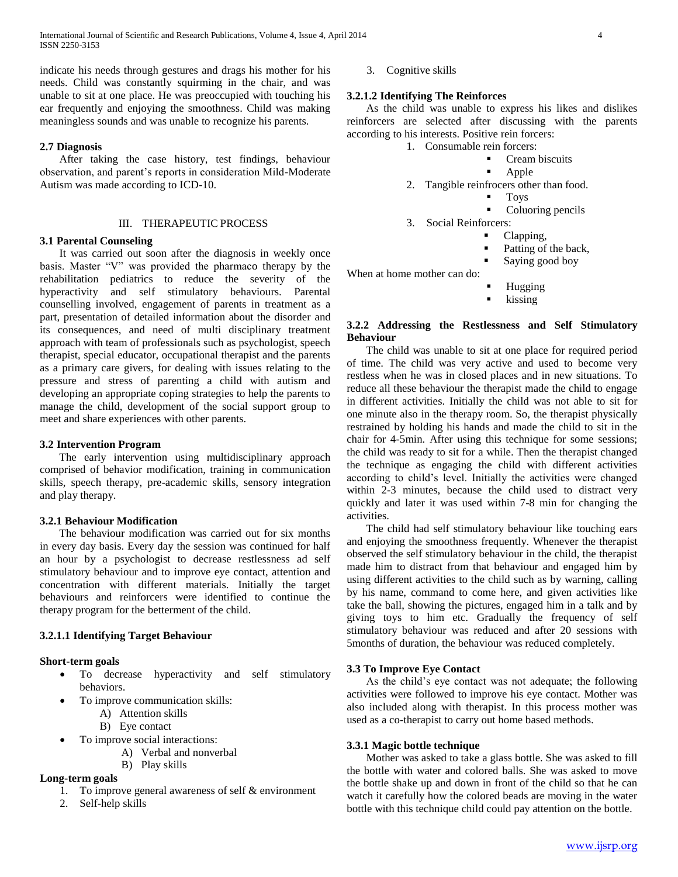indicate his needs through gestures and drags his mother for his needs. Child was constantly squirming in the chair, and was unable to sit at one place. He was preoccupied with touching his ear frequently and enjoying the smoothness. Child was making meaningless sounds and was unable to recognize his parents.

### 2.7 Diagnosis

After taking the case history, test findings, behaviour observation, and parent's reports in consideration Mild-Moderate Autism was made according to ICD-10.

## III. THERAPEUTIC PROCESS

### 3.1 Parental Counseling

It was carried out soon after the diagnosis in weekly once basis. Master "V" was provided the pharmaco therapy by the rehabilitation pediatrics to reduce the severity of the hyperactivity and self stimulatory behaviours. Parental counselling involved, engagement of parents in treatment as a part, presentation of detailed information about the disorder and its consequences, and need of multi disciplinary treatment approach with team of professionals such as psychologist, speech therapist, special educator, occupational therapist and the parents as a primary care givers, for dealing with issues relating to the pressure and stress of parenting a child with autism and developing an appropriate coping strategies to help the parents to manage the child, development of the social support group to meet and share experiences with other parents.

### 3.2 Intervention Program

The early intervention using multidisciplinary approach comprised of behavior modification, training in communication skills, speech therapy, pre-academic skills, sensory integration and play therapy.

### 3.2.1 Behaviour Modification

The behaviour modification was carried out for six months in every day basis. Every day the session was continued for half an hour by a psychologist to decrease restlessness ad self stimulatory behaviour and to improve eye contact, attention and concentration with different materials. Initially the target behaviours and reinforcers were identified to continue the therapy program for the betterment of the child.

#### 3.2.1.1 Identifying Target Behaviour

**Short-term goals**

- To decrease hyperactivity and self stimulatory behaviors.
- To improve communication skills:
  - A) Attention skills
  - B) Eye contact
- To improve social interactions:
  - A) Verbal and nonverbal
  - B) Play skills

**Long-term goals**

1. To improve general awareness of self & environment
2. Self-help skills
3. Cognitive skills

#### 3.2.1.2 Identifying The Reinforces

As the child was unable to express his likes and dislikes reinforcers are selected after discussing with the parents according to his interests. Positive rein forcers:

1. Consumable rein forcers:
   - Cream biscuits
   - Apple
2. Tangible reinfrocers other than food.
   - Toys
   - Coluoring pencils
3. Social Reinforcers:
   - Clapping,
   - Patting of the back,
   - Saying good boy

When at home mother can do:

- Hugging
- kissing

### 3.2.2 Addressing the Restlessness and Self Stimulatory Behaviour

The child was unable to sit at one place for required period of time. The child was very active and used to become very restless when he was in closed places and in new situations. To reduce all these behaviour the therapist made the child to engage in different activities. Initially the child was not able to sit for one minute also in the therapy room. So, the therapist physically restrained by holding his hands and made the child to sit in the chair for 4-5min. After using this technique for some sessions; the child was ready to sit for a while. Then the therapist changed the technique as engaging the child with different activities according to child's level. Initially the activities were changed within 2-3 minutes, because the child used to distract very quickly and later it was used within 7-8 min for changing the activities.

The child had self stimulatory behaviour like touching ears and enjoying the smoothness frequently. Whenever the therapist observed the self stimulatory behaviour in the child, the therapist made him to distract from that behaviour and engaged him by using different activities to the child such as by warning, calling by his name, command to come here, and given activities like take the ball, showing the pictures, engaged him in a talk and by giving toys to him etc. Gradually the frequency of self stimulatory behaviour was reduced and after 20 sessions with 5months of duration, the behaviour was reduced completely.

### 3.3 To Improve Eye Contact

As the child's eye contact was not adequate; the following activities were followed to improve his eye contact. Mother was also included along with therapist. In this process mother was used as a co-therapist to carry out home based methods.

### 3.3.1 Magic bottle technique

Mother was asked to take a glass bottle. She was asked to fill the bottle with water and colored balls. She was asked to move the bottle shake up and down in front of the child so that he can watch it carefully how the colored beads are moving in the water bottle with this technique child could pay attention on the bottle.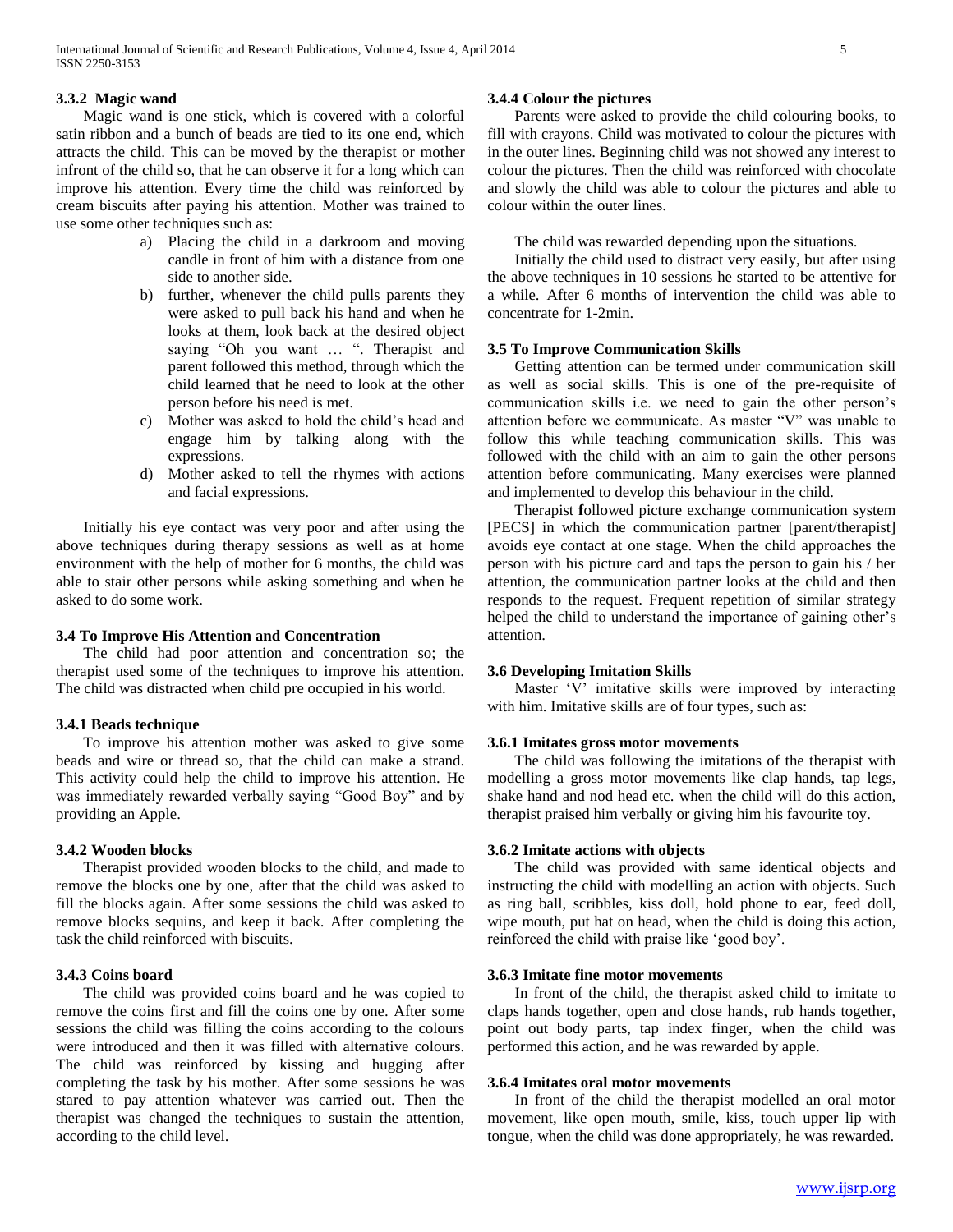### 3.3.2 Magic wand

Magic wand is one stick, which is covered with a colorful satin ribbon and a bunch of beads are tied to its one end, which attracts the child. This can be moved by the therapist or mother infront of the child so, that he can observe it for a long which can improve his attention. Every time the child was reinforced by cream biscuits after paying his attention. Mother was trained to use some other techniques such as:

a) Placing the child in a darkroom and moving candle in front of him with a distance from one side to another side.
b) further, whenever the child pulls parents they were asked to pull back his hand and when he looks at them, look back at the desired object saying "Oh you want … ". Therapist and parent followed this method, through which the child learned that he need to look at the other person before his need is met.
c) Mother was asked to hold the child's head and engage him by talking along with the expressions.
d) Mother asked to tell the rhymes with actions and facial expressions.

Initially his eye contact was very poor and after using the above techniques during therapy sessions as well as at home environment with the help of mother for 6 months, the child was able to stair other persons while asking something and when he asked to do some work.

### 3.4 To Improve His Attention and Concentration

The child had poor attention and concentration so; the therapist used some of the techniques to improve his attention. The child was distracted when child pre occupied in his world.

### 3.4.1 Beads technique

To improve his attention mother was asked to give some beads and wire or thread so, that the child can make a strand. This activity could help the child to improve his attention. He was immediately rewarded verbally saying "Good Boy" and by providing an Apple.

### 3.4.2 Wooden blocks

Therapist provided wooden blocks to the child, and made to remove the blocks one by one, after that the child was asked to fill the blocks again. After some sessions the child was asked to remove blocks sequins, and keep it back. After completing the task the child reinforced with biscuits.

### 3.4.3 Coins board

The child was provided coins board and he was copied to remove the coins first and fill the coins one by one. After some sessions the child was filling the coins according to the colours were introduced and then it was filled with alternative colours. The child was reinforced by kissing and hugging after completing the task by his mother. After some sessions he was stared to pay attention whatever was carried out. Then the therapist was changed the techniques to sustain the attention, according to the child level.

### 3.4.4 Colour the pictures

Parents were asked to provide the child colouring books, to fill with crayons. Child was motivated to colour the pictures with in the outer lines. Beginning child was not showed any interest to colour the pictures. Then the child was reinforced with chocolate and slowly the child was able to colour the pictures and able to colour within the outer lines.

The child was rewarded depending upon the situations.

Initially the child used to distract very easily, but after using the above techniques in 10 sessions he started to be attentive for a while. After 6 months of intervention the child was able to concentrate for 1-2min.

### 3.5 To Improve Communication Skills

Getting attention can be termed under communication skill as well as social skills. This is one of the pre-requisite of communication skills i.e. we need to gain the other person's attention before we communicate. As master "V" was unable to follow this while teaching communication skills. This was followed with the child with an aim to gain the other persons attention before communicating. Many exercises were planned and implemented to develop this behaviour in the child.

Therapist **f**ollowed picture exchange communication system [PECS] in which the communication partner [parent/therapist] avoids eye contact at one stage. When the child approaches the person with his picture card and taps the person to gain his / her attention, the communication partner looks at the child and then responds to the request. Frequent repetition of similar strategy helped the child to understand the importance of gaining other's attention.

### 3.6 Developing Imitation Skills

Master 'V' imitative skills were improved by interacting with him. Imitative skills are of four types, such as:

### 3.6.1 Imitates gross motor movements

The child was following the imitations of the therapist with modelling a gross motor movements like clap hands, tap legs, shake hand and nod head etc. when the child will do this action, therapist praised him verbally or giving him his favourite toy.

### 3.6.2 Imitate actions with objects

The child was provided with same identical objects and instructing the child with modelling an action with objects. Such as ring ball, scribbles, kiss doll, hold phone to ear, feed doll, wipe mouth, put hat on head, when the child is doing this action, reinforced the child with praise like 'good boy'.

### 3.6.3 Imitate fine motor movements

In front of the child, the therapist asked child to imitate to claps hands together, open and close hands, rub hands together, point out body parts, tap index finger, when the child was performed this action, and he was rewarded by apple.

### 3.6.4 Imitates oral motor movements

In front of the child the therapist modelled an oral motor movement, like open mouth, smile, kiss, touch upper lip with tongue, when the child was done appropriately, he was rewarded.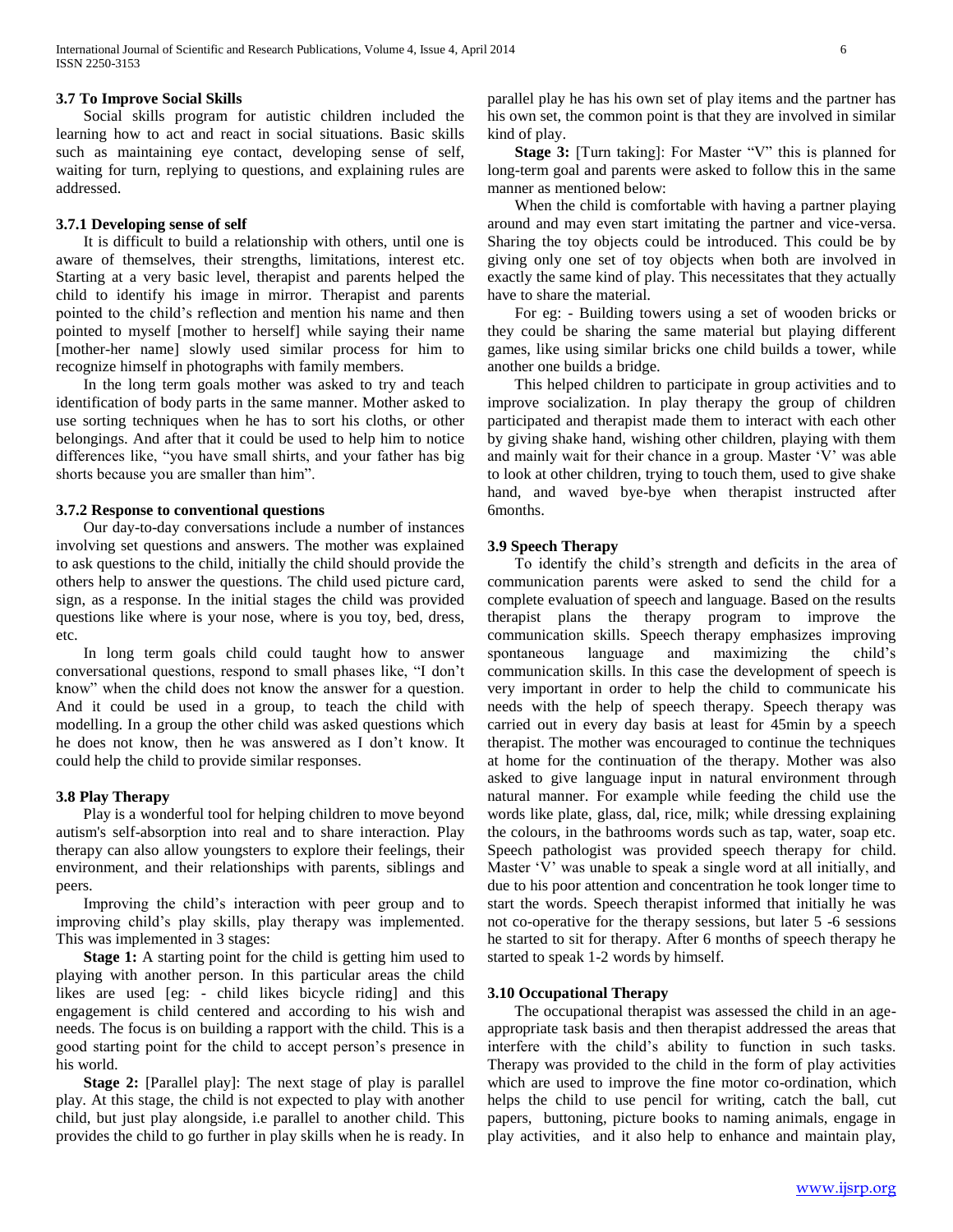### 3.7 To Improve Social Skills

Social skills program for autistic children included the learning how to act and react in social situations. Basic skills such as maintaining eye contact, developing sense of self, waiting for turn, replying to questions, and explaining rules are addressed.

#### 3.7.1 Developing sense of self

It is difficult to build a relationship with others, until one is aware of themselves, their strengths, limitations, interest etc. Starting at a very basic level, therapist and parents helped the child to identify his image in mirror. Therapist and parents pointed to the child's reflection and mention his name and then pointed to myself [mother to herself] while saying their name [mother-her name] slowly used similar process for him to recognize himself in photographs with family members.

In the long term goals mother was asked to try and teach identification of body parts in the same manner. Mother asked to use sorting techniques when he has to sort his cloths, or other belongings. And after that it could be used to help him to notice differences like, "you have small shirts, and your father has big shorts because you are smaller than him".

#### 3.7.2 Response to conventional questions

Our day-to-day conversations include a number of instances involving set questions and answers. The mother was explained to ask questions to the child, initially the child should provide the others help to answer the questions. The child used picture card, sign, as a response. In the initial stages the child was provided questions like where is your nose, where is you toy, bed, dress, etc.

In long term goals child could taught how to answer conversational questions, respond to small phases like, "I don't know" when the child does not know the answer for a question. And it could be used in a group, to teach the child with modelling. In a group the other child was asked questions which he does not know, then he was answered as I don't know. It could help the child to provide similar responses.

### 3.8 Play Therapy

Play is a wonderful tool for helping children to move beyond autism's self-absorption into real and to share interaction. Play therapy can also allow youngsters to explore their feelings, their environment, and their relationships with parents, siblings and peers.

Improving the child's interaction with peer group and to improving child's play skills, play therapy was implemented. This was implemented in 3 stages:

**Stage 1:** A starting point for the child is getting him used to playing with another person. In this particular areas the child likes are used [eg: - child likes bicycle riding] and this engagement is child centered and according to his wish and needs. The focus is on building a rapport with the child. This is a good starting point for the child to accept person's presence in his world.

**Stage 2:** [Parallel play]: The next stage of play is parallel play. At this stage, the child is not expected to play with another child, but just play alongside, i.e parallel to another child. This provides the child to go further in play skills when he is ready. In parallel play he has his own set of play items and the partner has his own set, the common point is that they are involved in similar kind of play.

**Stage 3:** [Turn taking]: For Master "V" this is planned for long-term goal and parents were asked to follow this in the same manner as mentioned below:

When the child is comfortable with having a partner playing around and may even start imitating the partner and vice-versa. Sharing the toy objects could be introduced. This could be by giving only one set of toy objects when both are involved in exactly the same kind of play. This necessitates that they actually have to share the material.

For eg: - Building towers using a set of wooden bricks or they could be sharing the same material but playing different games, like using similar bricks one child builds a tower, while another one builds a bridge.

This helped children to participate in group activities and to improve socialization. In play therapy the group of children participated and therapist made them to interact with each other by giving shake hand, wishing other children, playing with them and mainly wait for their chance in a group. Master 'V' was able to look at other children, trying to touch them, used to give shake hand, and waved bye-bye when therapist instructed after 6months.

### 3.9 Speech Therapy

To identify the child's strength and deficits in the area of communication parents were asked to send the child for a complete evaluation of speech and language. Based on the results therapist plans the therapy program to improve the communication skills. Speech therapy emphasizes improving spontaneous language and maximizing the child's communication skills. In this case the development of speech is very important in order to help the child to communicate his needs with the help of speech therapy. Speech therapy was carried out in every day basis at least for 45min by a speech therapist. The mother was encouraged to continue the techniques at home for the continuation of the therapy. Mother was also asked to give language input in natural environment through natural manner. For example while feeding the child use the words like plate, glass, dal, rice, milk; while dressing explaining the colours, in the bathrooms words such as tap, water, soap etc. Speech pathologist was provided speech therapy for child. Master 'V' was unable to speak a single word at all initially, and due to his poor attention and concentration he took longer time to start the words. Speech therapist informed that initially he was not co-operative for the therapy sessions, but later 5 -6 sessions he started to sit for therapy. After 6 months of speech therapy he started to speak 1-2 words by himself.

### 3.10 Occupational Therapy

The occupational therapist was assessed the child in an age-appropriate task basis and then therapist addressed the areas that interfere with the child's ability to function in such tasks. Therapy was provided to the child in the form of play activities which are used to improve the fine motor co-ordination, which helps the child to use pencil for writing, catch the ball, cut papers, buttoning, picture books to naming animals, engage in play activities, and it also help to enhance and maintain play,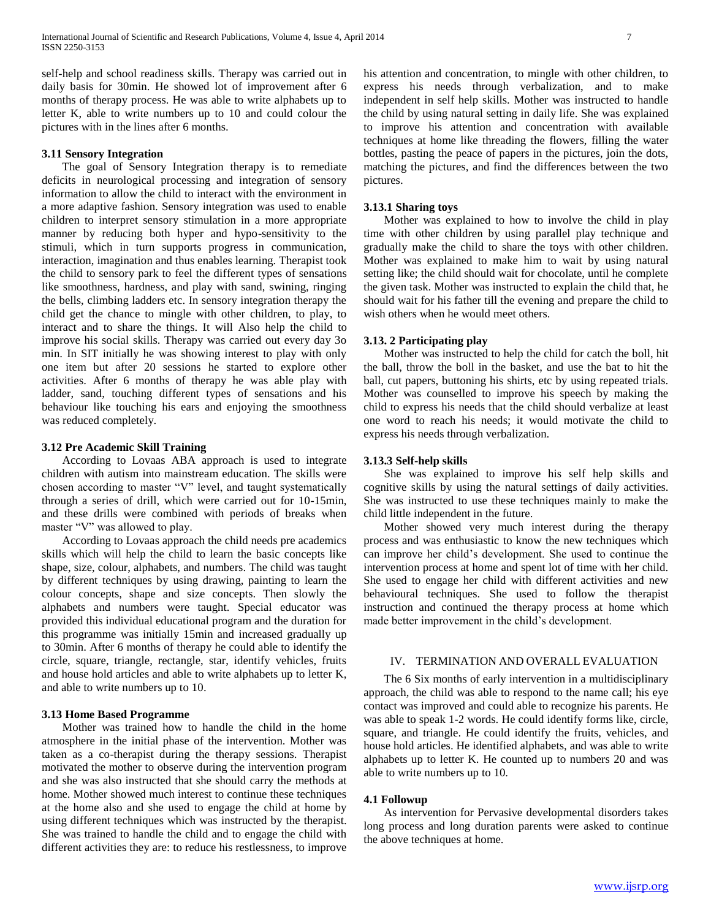self-help and school readiness skills. Therapy was carried out in daily basis for 30min. He showed lot of improvement after 6 months of therapy process. He was able to write alphabets up to letter K, able to write numbers up to 10 and could colour the pictures with in the lines after 6 months.

### 3.11 Sensory Integration

The goal of Sensory Integration therapy is to remediate deficits in neurological processing and integration of sensory information to allow the child to interact with the environment in a more adaptive fashion. Sensory integration was used to enable children to interpret sensory stimulation in a more appropriate manner by reducing both hyper and hypo-sensitivity to the stimuli, which in turn supports progress in communication, interaction, imagination and thus enables learning. Therapist took the child to sensory park to feel the different types of sensations like smoothness, hardness, and play with sand, swining, ringing the bells, climbing ladders etc. In sensory integration therapy the child get the chance to mingle with other children, to play, to interact and to share the things. It will Also help the child to improve his social skills. Therapy was carried out every day 3o min. In SIT initially he was showing interest to play with only one item but after 20 sessions he started to explore other activities. After 6 months of therapy he was able play with ladder, sand, touching different types of sensations and his behaviour like touching his ears and enjoying the smoothness was reduced completely.

### 3.12 Pre Academic Skill Training

According to Lovaas ABA approach is used to integrate children with autism into mainstream education. The skills were chosen according to master "V" level, and taught systematically through a series of drill, which were carried out for 10-15min, and these drills were combined with periods of breaks when master "V" was allowed to play.

According to Lovaas approach the child needs pre academics skills which will help the child to learn the basic concepts like shape, size, colour, alphabets, and numbers. The child was taught by different techniques by using drawing, painting to learn the colour concepts, shape and size concepts. Then slowly the alphabets and numbers were taught. Special educator was provided this individual educational program and the duration for this programme was initially 15min and increased gradually up to 30min. After 6 months of therapy he could able to identify the circle, square, triangle, rectangle, star, identify vehicles, fruits and house hold articles and able to write alphabets up to letter K, and able to write numbers up to 10.

### 3.13 Home Based Programme

Mother was trained how to handle the child in the home atmosphere in the initial phase of the intervention. Mother was taken as a co-therapist during the therapy sessions. Therapist motivated the mother to observe during the intervention program and she was also instructed that she should carry the methods at home. Mother showed much interest to continue these techniques at the home also and she used to engage the child at home by using different techniques which was instructed by the therapist. She was trained to handle the child and to engage the child with different activities they are: to reduce his restlessness, to improve his attention and concentration, to mingle with other children, to express his needs through verbalization, and to make independent in self help skills. Mother was instructed to handle the child by using natural setting in daily life. She was explained to improve his attention and concentration with available techniques at home like threading the flowers, filling the water bottles, pasting the peace of papers in the pictures, join the dots, matching the pictures, and find the differences between the two pictures.

#### 3.13.1 Sharing toys

Mother was explained to how to involve the child in play time with other children by using parallel play technique and gradually make the child to share the toys with other children. Mother was explained to make him to wait by using natural setting like; the child should wait for chocolate, until he complete the given task. Mother was instructed to explain the child that, he should wait for his father till the evening and prepare the child to wish others when he would meet others.

#### 3.13. 2 Participating play

Mother was instructed to help the child for catch the boll, hit the ball, throw the boll in the basket, and use the bat to hit the ball, cut papers, buttoning his shirts, etc by using repeated trials. Mother was counselled to improve his speech by making the child to express his needs that the child should verbalize at least one word to reach his needs; it would motivate the child to express his needs through verbalization.

#### 3.13.3 Self-help skills

She was explained to improve his self help skills and cognitive skills by using the natural settings of daily activities. She was instructed to use these techniques mainly to make the child little independent in the future.

Mother showed very much interest during the therapy process and was enthusiastic to know the new techniques which can improve her child's development. She used to continue the intervention process at home and spent lot of time with her child. She used to engage her child with different activities and new behavioural techniques. She used to follow the therapist instruction and continued the therapy process at home which made better improvement in the child's development.

## IV. Termination and Overall Evaluation

The 6 Six months of early intervention in a multidisciplinary approach, the child was able to respond to the name call; his eye contact was improved and could able to recognize his parents. He was able to speak 1-2 words. He could identify forms like, circle, square, and triangle. He could identify the fruits, vehicles, and house hold articles. He identified alphabets, and was able to write alphabets up to letter K. He counted up to numbers 20 and was able to write numbers up to 10.

### 4.1 Followup

As intervention for Pervasive developmental disorders takes long process and long duration parents were asked to continue the above techniques at home.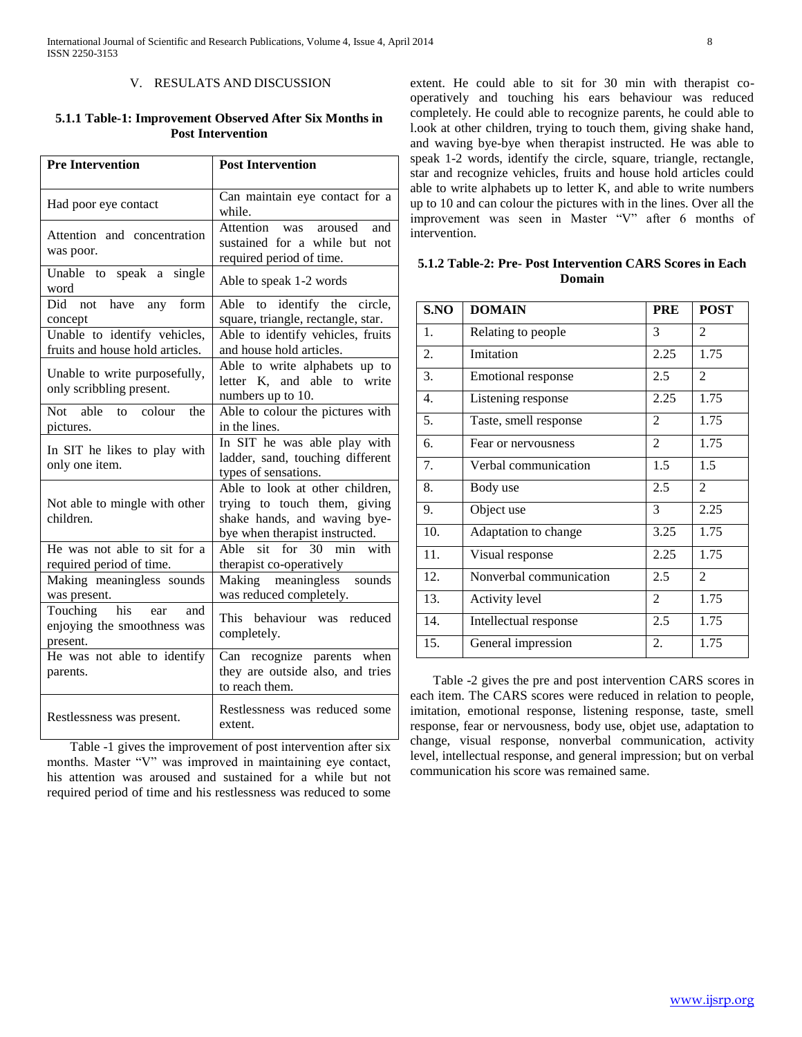## V. RESULATS AND DISCUSSION

### 5.1.1 Table-1: Improvement Observed After Six Months in Post Intervention

| Pre Intervention | Post Intervention |
|---|---|
| Had poor eye contact | Can maintain eye contact for a while. |
| Attention and concentration was poor. | Attention was aroused and sustained for a while but not required period of time. |
| Unable to speak a single word | Able to speak 1-2 words |
| Did not have any form concept | Able to identify the circle, square, triangle, rectangle, star. |
| Unable to identify vehicles, fruits and house hold articles. | Able to identify vehicles, fruits and house hold articles. |
| Unable to write purposefully, only scribbling present. | Able to write alphabets up to letter K, and able to write numbers up to 10. |
| Not able to colour the pictures. | Able to colour the pictures with in the lines. |
| In SIT he likes to play with only one item. | In SIT he was able play with ladder, sand, touching different types of sensations. |
| Not able to mingle with other children. | Able to look at other children, trying to touch them, giving shake hands, and waving bye-bye when therapist instructed. |
| He was not able to sit for a required period of time. | Able sit for 30 min with therapist co-operatively |
| Making meaningless sounds was present. | Making meaningless sounds was reduced completely. |
| Touching his ear and enjoying the smoothness was present. | This behaviour was reduced completely. |
| He was not able to identify parents. | Can recognize parents when they are outside also, and tries to reach them. |
| Restlessness was present. | Restlessness was reduced some extent. |

Table -1 gives the improvement of post intervention after six months. Master "V" was improved in maintaining eye contact, his attention was aroused and sustained for a while but not required period of time and his restlessness was reduced to some extent. He could able to sit for 30 min with therapist co-operatively and touching his ears behaviour was reduced completely. He could able to recognize parents, he could able to l.ook at other children, trying to touch them, giving shake hand, and waving bye-bye when therapist instructed. He was able to speak 1-2 words, identify the circle, square, triangle, rectangle, star and recognize vehicles, fruits and house hold articles could able to write alphabets up to letter K, and able to write numbers up to 10 and can colour the pictures with in the lines. Over all the improvement was seen in Master "V" after 6 months of intervention.

### 5.1.2 Table-2: Pre- Post Intervention CARS Scores in Each Domain

| S.NO | DOMAIN | PRE | POST |
|---|---|---|---|
| 1. | Relating to people | 3 | 2 |
| 2. | Imitation | 2.25 | 1.75 |
| 3. | Emotional response | 2.5 | 2 |
| 4. | Listening response | 2.25 | 1.75 |
| 5. | Taste, smell response | 2 | 1.75 |
| 6. | Fear or nervousness | 2 | 1.75 |
| 7. | Verbal communication | 1.5 | 1.5 |
| 8. | Body use | 2.5 | 2 |
| 9. | Object use | 3 | 2.25 |
| 10. | Adaptation to change | 3.25 | 1.75 |
| 11. | Visual response | 2.25 | 1.75 |
| 12. | Nonverbal communication | 2.5 | 2 |
| 13. | Activity level | 2 | 1.75 |
| 14. | Intellectual response | 2.5 | 1.75 |
| 15. | General impression | 2. | 1.75 |

Table -2 gives the pre and post intervention CARS scores in each item. The CARS scores were reduced in relation to people, imitation, emotional response, listening response, taste, smell response, fear or nervousness, body use, objet use, adaptation to change, visual response, nonverbal communication, activity level, intellectual response, and general impression; but on verbal communication his score was remained same.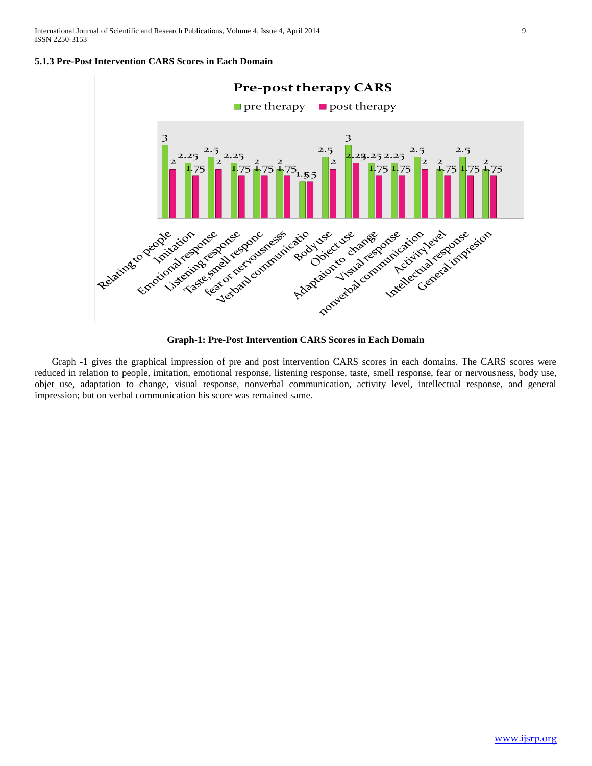### 5.1.3 Pre-Post Intervention CARS Scores in Each Domain

**Graph-1: Pre-Post Intervention CARS Scores in Each Domain**

Graph -1 gives the graphical impression of pre and post intervention CARS scores in each domains. The CARS scores were reduced in relation to people, imitation, emotional response, listening response, taste, smell response, fear or nervousness, body use, objet use, adaptation to change, visual response, nonverbal communication, activity level, intellectual response, and general impression; but on verbal communication his score was remained same.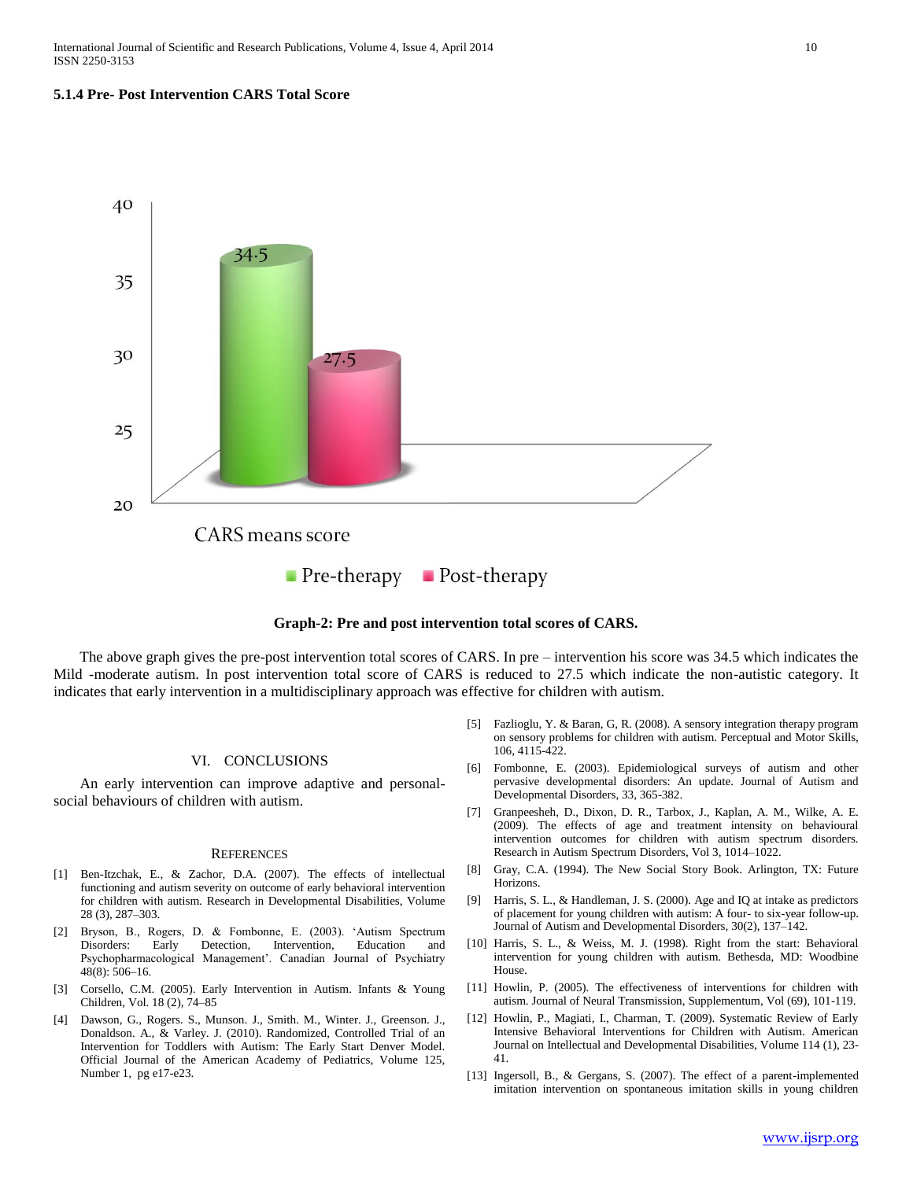#### 5.1.4 Pre- Post Intervention CARS Total Score

**Graph-2: Pre and post intervention total scores of CARS.**

The above graph gives the pre-post intervention total scores of CARS. In pre – intervention his score was 34.5 which indicates the Mild -moderate autism. In post intervention total score of CARS is reduced to 27.5 which indicate the non-autistic category. It indicates that early intervention in a multidisciplinary approach was effective for children with autism.

## VI. CONCLUSIONS

An early intervention can improve adaptive and personal-social behaviours of children with autism.

## REFERENCES

[1] Ben-Itzchak, E., & Zachor, D.A. (2007). The effects of intellectual functioning and autism severity on outcome of early behavioral intervention for children with autism. Research in Developmental Disabilities, Volume 28 (3), 287–303.

[2] Bryson, B., Rogers, D. & Fombonne, E. (2003). 'Autism Spectrum Disorders: Early Detection, Intervention, Education and Psychopharmacological Management'. Canadian Journal of Psychiatry 48(8): 506–16.

[3] Corsello, C.M. (2005). Early Intervention in Autism. Infants & Young Children, Vol. 18 (2), 74–85

[4] Dawson, G., Rogers. S., Munson. J., Smith. M., Winter. J., Greenson. J., Donaldson. A., & Varley. J. (2010). Randomized, Controlled Trial of an Intervention for Toddlers with Autism: The Early Start Denver Model. Official Journal of the American Academy of Pediatrics, Volume 125, Number 1, pg e17-e23.

[5] Fazlioglu, Y. & Baran, G, R. (2008). A sensory integration therapy program on sensory problems for children with autism. Perceptual and Motor Skills, 106, 4115-422.

[6] Fombonne, E. (2003). Epidemiological surveys of autism and other pervasive developmental disorders: An update. Journal of Autism and Developmental Disorders, 33, 365-382.

[7] Granpeesheh, D., Dixon, D. R., Tarbox, J., Kaplan, A. M., Wilke, A. E. (2009). The effects of age and treatment intensity on behavioural intervention outcomes for children with autism spectrum disorders. Research in Autism Spectrum Disorders, Vol 3, 1014–1022.

[8] Gray, C.A. (1994). The New Social Story Book. Arlington, TX: Future Horizons.

[9] Harris, S. L., & Handleman, J. S. (2000). Age and IQ at intake as predictors of placement for young children with autism: A four- to six-year follow-up. Journal of Autism and Developmental Disorders, 30(2), 137–142.

[10] Harris, S. L., & Weiss, M. J. (1998). Right from the start: Behavioral intervention for young children with autism. Bethesda, MD: Woodbine House.

[11] Howlin, P. (2005). The effectiveness of interventions for children with autism. Journal of Neural Transmission, Supplementum, Vol (69), 101-119.

[12] Howlin, P., Magiati, I., Charman, T. (2009). Systematic Review of Early Intensive Behavioral Interventions for Children with Autism. American Journal on Intellectual and Developmental Disabilities, Volume 114 (1), 23-41.

[13] Ingersoll, B., & Gergans, S. (2007). The effect of a parent-implemented imitation intervention on spontaneous imitation skills in young children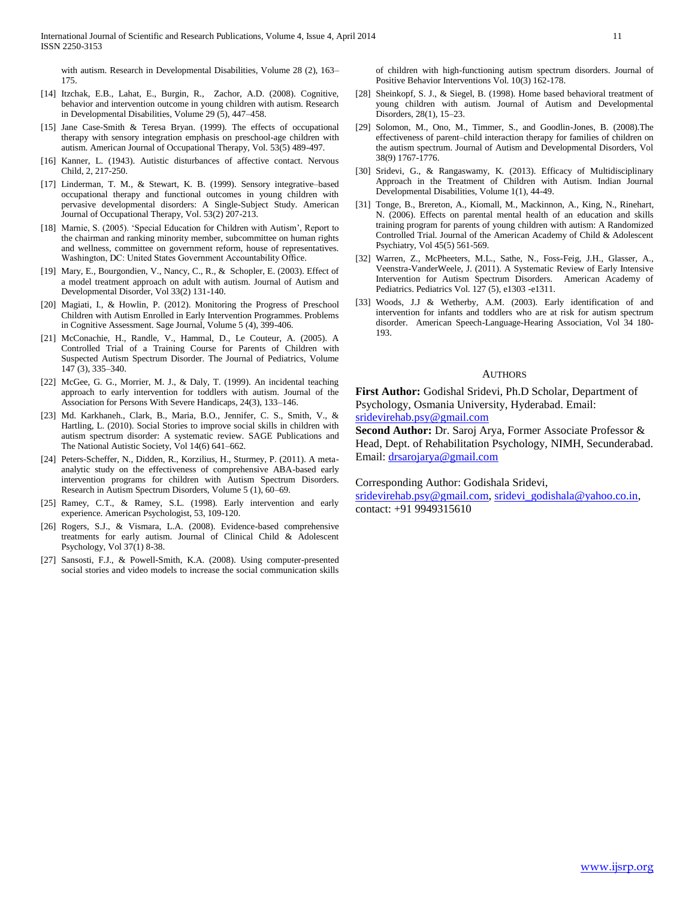with autism. Research in Developmental Disabilities, Volume 28 (2), 163–175.

[14] Itzchak, E.B., Lahat, E., Burgin, R., Zachor, A.D. (2008). Cognitive, behavior and intervention outcome in young children with autism. Research in Developmental Disabilities, Volume 29 (5), 447–458.

[15] Jane Case-Smith & Teresa Bryan. (1999). The effects of occupational therapy with sensory integration emphasis on preschool-age children with autism. American Journal of Occupational Therapy, Vol. 53(5) 489-497.

[16] Kanner, L. (1943). Autistic disturbances of affective contact. Nervous Child, 2, 217-250.

[17] Linderman, T. M., & Stewart, K. B. (1999). Sensory integrative–based occupational therapy and functional outcomes in young children with pervasive developmental disorders: A Single-Subject Study. American Journal of Occupational Therapy, Vol. 53(2) 207-213.

[18] Marnie, S. (2005). 'Special Education for Children with Autism', Report to the chairman and ranking minority member, subcommittee on human rights and wellness, committee on government reform, house of representatives. Washington, DC: United States Government Accountability Office.

[19] Mary, E., Bourgondien, V., Nancy, C., R., & Schopler, E. (2003). Effect of a model treatment approach on adult with autism. Journal of Autism and Developmental Disorder, Vol 33(2) 131-140.

[20] Magiati, I., & Howlin, P. (2012). Monitoring the Progress of Preschool Children with Autism Enrolled in Early Intervention Programmes. Problems in Cognitive Assessment. Sage Journal, Volume 5 (4), 399-406.

[21] McConachie, H., Randle, V., Hammal, D., Le Couteur, A. (2005). A Controlled Trial of a Training Course for Parents of Children with Suspected Autism Spectrum Disorder. The Journal of Pediatrics, Volume 147 (3), 335–340.

[22] McGee, G. G., Morrier, M. J., & Daly, T. (1999). An incidental teaching approach to early intervention for toddlers with autism. Journal of the Association for Persons With Severe Handicaps, 24(3), 133–146.

[23] Md. Karkhaneh., Clark, B., Maria, B.O., Jennifer, C. S., Smith, V., & Hartling, L. (2010). Social Stories to improve social skills in children with autism spectrum disorder: A systematic review. SAGE Publications and The National Autistic Society, Vol 14(6) 641–662.

[24] Peters-Scheffer, N., Didden, R., Korzilius, H., Sturmey, P. (2011). A meta-analytic study on the effectiveness of comprehensive ABA-based early intervention programs for children with Autism Spectrum Disorders. Research in Autism Spectrum Disorders, Volume 5 (1), 60–69.

[25] Ramey, C.T., & Ramey, S.L. (1998). Early intervention and early experience. American Psychologist, 53, 109-120.

[26] Rogers, S.J., & Vismara, L.A. (2008). Evidence-based comprehensive treatments for early autism. Journal of Clinical Child & Adolescent Psychology, Vol 37(1) 8-38.

[27] Sansosti, F.J., & Powell-Smith, K.A. (2008). Using computer-presented social stories and video models to increase the social communication skills of children with high-functioning autism spectrum disorders. Journal of Positive Behavior Interventions Vol. 10(3) 162-178.

[28] Sheinkopf, S. J., & Siegel, B. (1998). Home based behavioral treatment of young children with autism. Journal of Autism and Developmental Disorders, 28(1), 15–23.

[29] Solomon, M., Ono, M., Timmer, S., and Goodlin-Jones, B. (2008).The effectiveness of parent–child interaction therapy for families of children on the autism spectrum. Journal of Autism and Developmental Disorders, Vol 38(9) 1767-1776.

[30] Sridevi, G., & Rangaswamy, K. (2013). Efficacy of Multidisciplinary Approach in the Treatment of Children with Autism. Indian Journal Developmental Disabilities, Volume 1(1), 44-49.

[31] Tonge, B., Brereton, A., Kiomall, M., Mackinnon, A., King, N., Rinehart, N. (2006). Effects on parental mental health of an education and skills training program for parents of young children with autism: A Randomized Controlled Trial. Journal of the American Academy of Child & Adolescent Psychiatry, Vol 45(5) 561-569.

[32] Warren, Z., McPheeters, M.L., Sathe, N., Foss-Feig, J.H., Glasser, A., Veenstra-VanderWeele, J. (2011). A Systematic Review of Early Intensive Intervention for Autism Spectrum Disorders. American Academy of Pediatrics. Pediatrics Vol. 127 (5), e1303 -e1311.

[33] Woods, J.J & Wetherby, A.M. (2003). Early identification of and intervention for infants and toddlers who are at risk for autism spectrum disorder. American Speech-Language-Hearing Association, Vol 34 180-193.

## Authors

**First Author:** Godishal Sridevi, Ph.D Scholar, Department of Psychology, Osmania University, Hyderabad. Email: sridevirehab.psy@gmail.com

**Second Author:** Dr. Saroj Arya, Former Associate Professor & Head, Dept. of Rehabilitation Psychology, NIMH, Secunderabad. Email: drsarojarya@gmail.com

Corresponding Author: Godishala Sridevi, sridevirehab.psy@gmail.com, sridevi_godishala@yahoo.co.in, contact: +91 9949315610